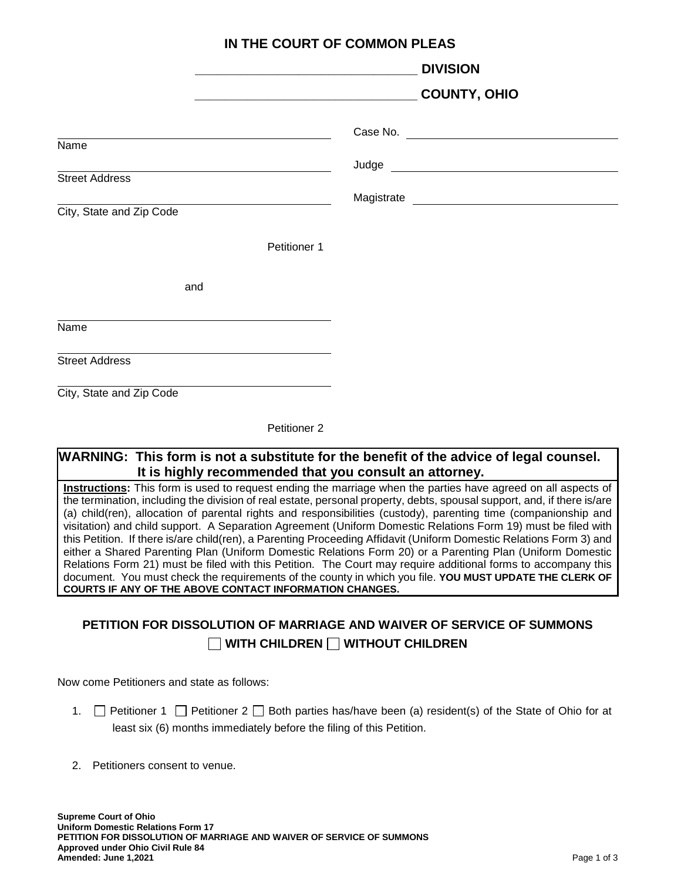# IN THE COURT OF COMMON PLEAS

_______________________________ **DIVISION**

_______________________________ **COUNTY, OHIO**

| | |
|---|---|
| ___________________________ | Case No. ___________________________ |
| Name | |
| ___________________________ | Judge ___________________________ |
| Street Address | |
| ___________________________ | Magistrate ___________________________ |
| City, State and Zip Code | |

Petitioner 1

and

___________________________
Name

___________________________
Street Address

___________________________
City, State and Zip Code

Petitioner 2

**WARNING: This form is not a substitute for the benefit of the advice of legal counsel. It is highly recommended that you consult an attorney.**

**Instructions:** This form is used to request ending the marriage when the parties have agreed on all aspects of the termination, including the division of real estate, personal property, debts, spousal support, and, if there is/are (a) child(ren), allocation of parental rights and responsibilities (custody), parenting time (companionship and visitation) and child support. A Separation Agreement (Uniform Domestic Relations Form 19) must be filed with this Petition. If there is/are child(ren), a Parenting Proceeding Affidavit (Uniform Domestic Relations Form 3) and either a Shared Parenting Plan (Uniform Domestic Relations Form 20) or a Parenting Plan (Uniform Domestic Relations Form 21) must be filed with this Petition. The Court may require additional forms to accompany this document. You must check the requirements of the county in which you file. **YOU MUST UPDATE THE CLERK OF COURTS IF ANY OF THE ABOVE CONTACT INFORMATION CHANGES.**

## PETITION FOR DISSOLUTION OF MARRIAGE AND WAIVER OF SERVICE OF SUMMONS

**☐ WITH CHILDREN ☐ WITHOUT CHILDREN**

Now come Petitioners and state as follows:

1. ☐ Petitioner 1 ☐ Petitioner 2 ☐ Both parties has/have been (a) resident(s) of the State of Ohio for at least six (6) months immediately before the filing of this Petition.

2. Petitioners consent to venue.

**Supreme Court of Ohio**
**Uniform Domestic Relations Form 17**
**PETITION FOR DISSOLUTION OF MARRIAGE AND WAIVER OF SERVICE OF SUMMONS**
**Approved under Ohio Civil Rule 84**
**Amended: June 1,2021**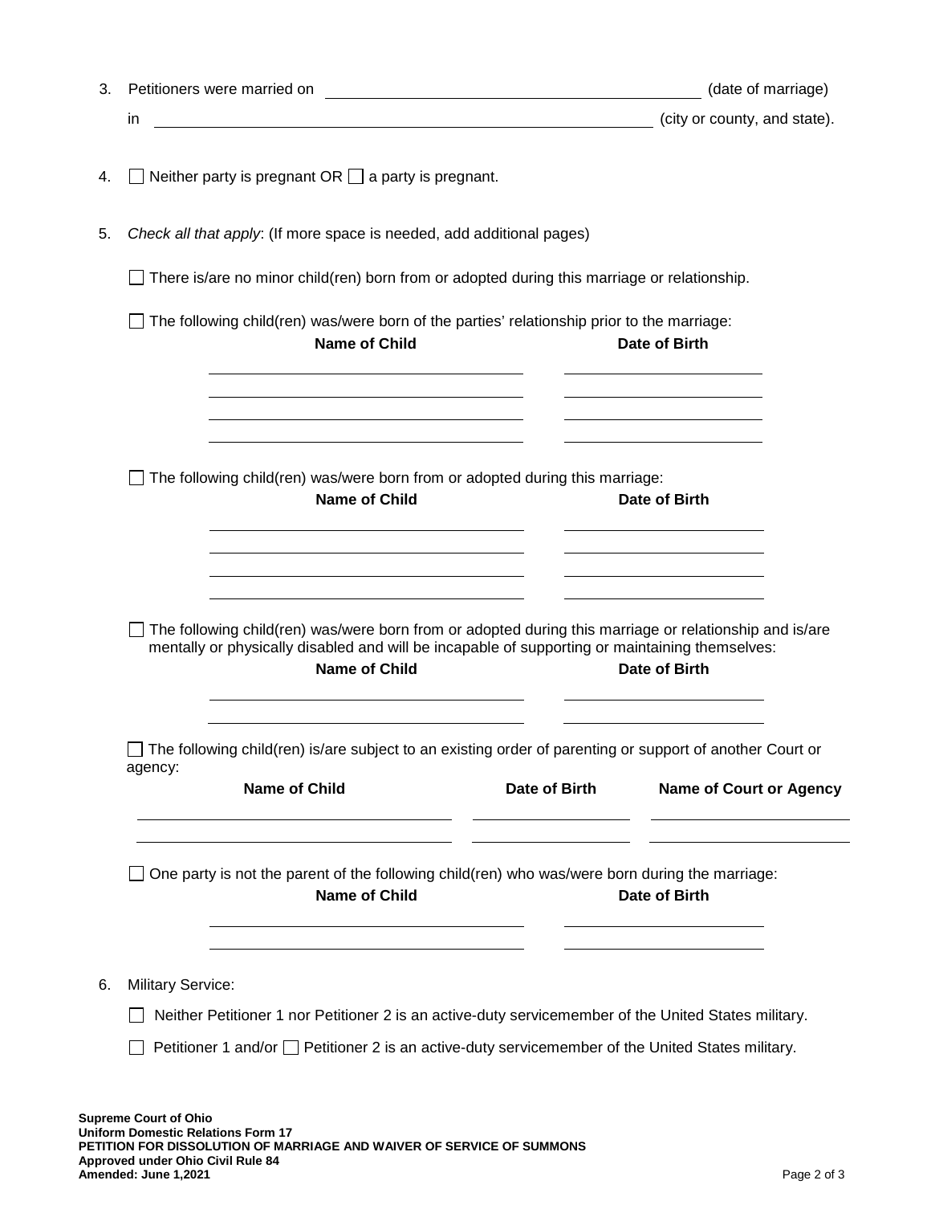3. Petitioners were married on \_\_\_\_\_\_\_\_\_\_\_\_\_\_\_\_\_\_\_\_\_\_\_\_\_\_\_\_\_\_ (date of marriage) in \_\_\_\_\_\_\_\_\_\_\_\_\_\_\_\_\_\_\_\_\_\_\_\_\_\_\_\_\_\_\_\_\_\_\_\_\_\_\_\_ (city or county, and state).

4. ☐ Neither party is pregnant OR ☐ a party is pregnant.

5. *Check all that apply*: (If more space is needed, add additional pages)

   ☐ There is/are no minor child(ren) born from or adopted during this marriage or relationship.

   ☐ The following child(ren) was/were born of the parties' relationship prior to the marriage:

   | Name of Child | Date of Birth |
   |---|---|
   | | |
   | | |
   | | |
   | | |

   ☐ The following child(ren) was/were born from or adopted during this marriage:

   | Name of Child | Date of Birth |
   |---|---|
   | | |
   | | |
   | | |
   | | |

   ☐ The following child(ren) was/were born from or adopted during this marriage or relationship and is/are mentally or physically disabled and will be incapable of supporting or maintaining themselves:

   | Name of Child | Date of Birth |
   |---|---|
   | | |
   | | |

   ☐ The following child(ren) is/are subject to an existing order of parenting or support of another Court or agency:

   | Name of Child | Date of Birth | Name of Court or Agency |
   |---|---|---|
   | | | |
   | | | |

   ☐ One party is not the parent of the following child(ren) who was/were born during the marriage:

   | Name of Child | Date of Birth |
   |---|---|
   | | |
   | | |

6. Military Service:

   ☐ Neither Petitioner 1 nor Petitioner 2 is an active-duty servicemember of the United States military.

   ☐ Petitioner 1 and/or ☐ Petitioner 2 is an active-duty servicemember of the United States military.

**Supreme Court of Ohio**
**Uniform Domestic Relations Form 17**
**PETITION FOR DISSOLUTION OF MARRIAGE AND WAIVER OF SERVICE OF SUMMONS**
**Approved under Ohio Civil Rule 84**
**Amended: June 1,2021**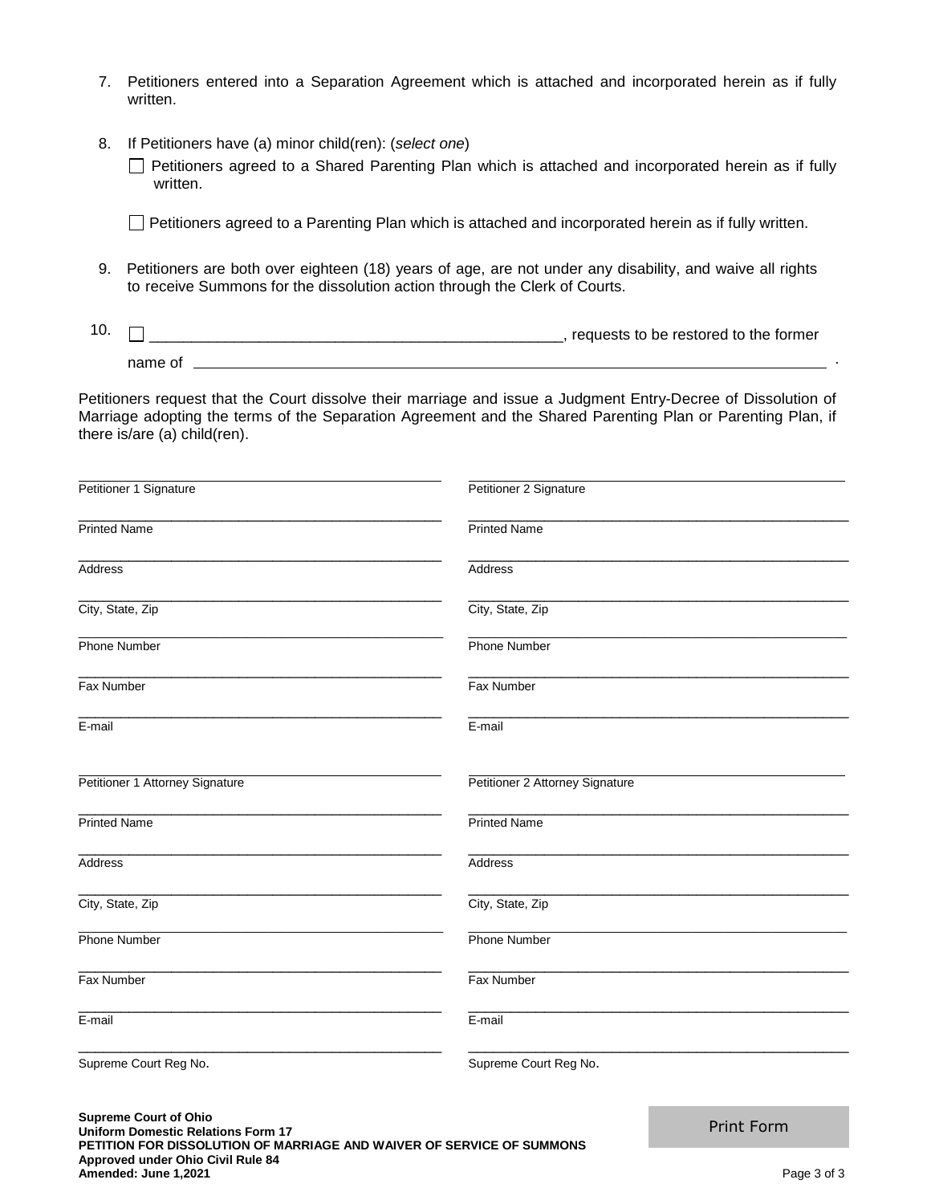7. Petitioners entered into a Separation Agreement which is attached and incorporated herein as if fully written.

8. If Petitioners have (a) minor child(ren): (*select one*)

   ☐ Petitioners agreed to a Shared Parenting Plan which is attached and incorporated herein as if fully written.

   ☐ Petitioners agreed to a Parenting Plan which is attached and incorporated herein as if fully written.

9. Petitioners are both over eighteen (18) years of age, are not under any disability, and waive all rights to receive Summons for the dissolution action through the Clerk of Courts.

10. ☐ _______________________________________________, requests to be restored to the former name of _______________________________________________.

Petitioners request that the Court dissolve their marriage and issue a Judgment Entry-Decree of Dissolution of Marriage adopting the terms of the Separation Agreement and the Shared Parenting Plan or Parenting Plan, if there is/are (a) child(ren).

| | |
|---|---|
| Petitioner 1 Signature | Petitioner 2 Signature |
| Printed Name | Printed Name |
| Address | Address |
| City, State, Zip | City, State, Zip |
| Phone Number | Phone Number |
| Fax Number | Fax Number |
| E-mail | E-mail |
| Petitioner 1 Attorney Signature | Petitioner 2 Attorney Signature |
| Printed Name | Printed Name |
| Address | Address |
| City, State, Zip | City, State, Zip |
| Phone Number | Phone Number |
| Fax Number | Fax Number |
| E-mail | E-mail |
| Supreme Court Reg No. | Supreme Court Reg No. |

**Supreme Court of Ohio**
**Uniform Domestic Relations Form 17**
**PETITION FOR DISSOLUTION OF MARRIAGE AND WAIVER OF SERVICE OF SUMMONS**
**Approved under Ohio Civil Rule 84**
**Amended: June 1,2021**

Print Form